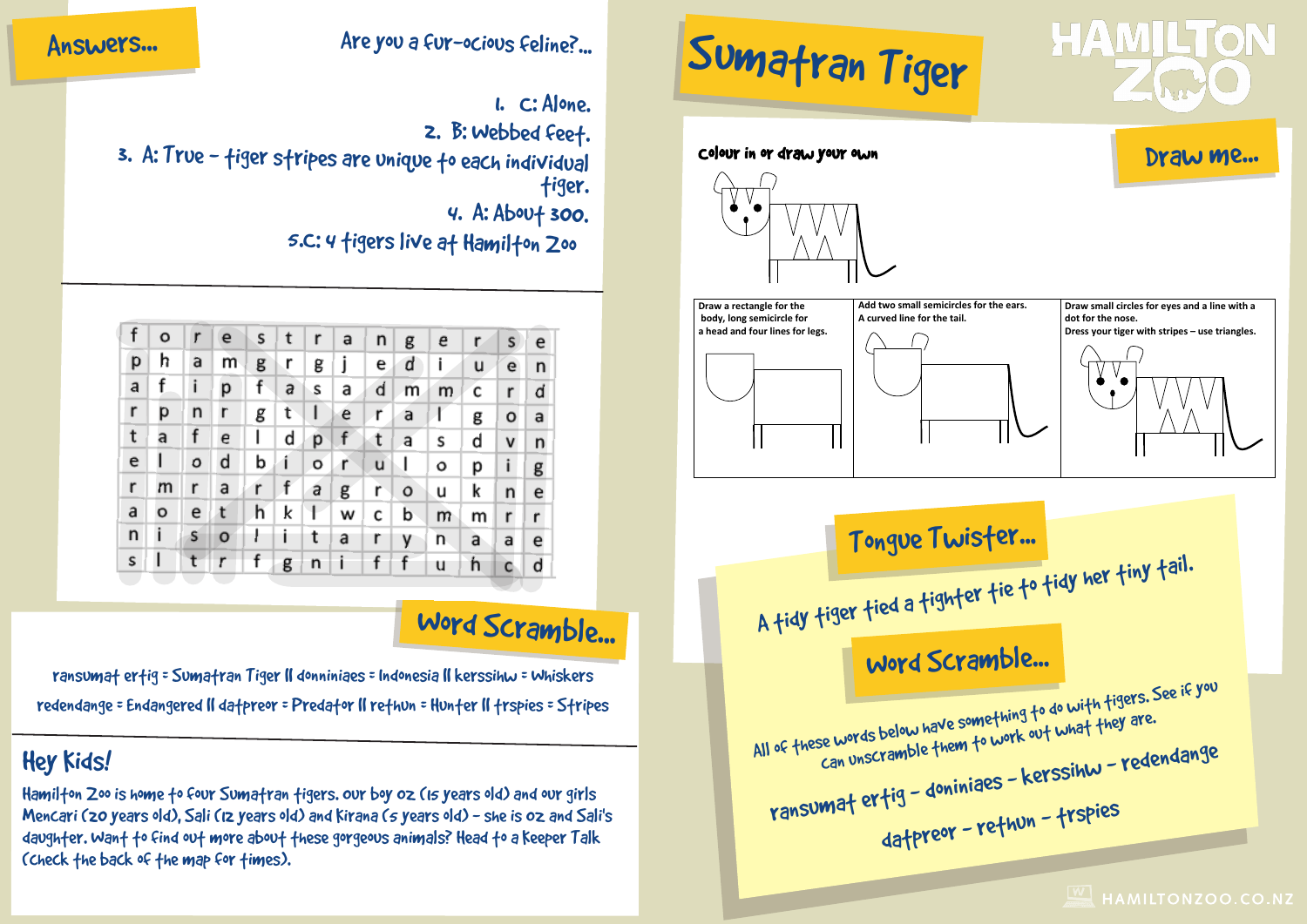## Answers...

### Are you a fur-ocious feline?...

1. C: Alone.
2. B: Webbed feet.
3. A: True – tiger stripes are unique to each individual tiger.
4. A: About 300.
5. C: 4 tigers live at Hamilton Zoo

| | | | | | | | | | | | | |
|---|---|---|---|---|---|---|---|---|---|---|---|---|
| f | o | r | e | s | t | r | a | n | g | e | r | s | e |
| p | h | a | m | g | r | g | j | e | d | i | u | e | n |
| a | f | i | p | f | a | s | a | d | m | m | c | r | d |
| r | p | n | r | g | t | l | e | r | a | l | g | o | a |
| t | a | f | e | l | d | p | f | t | a | s | d | v | n |
| e | l | o | d | b | i | o | r | u | l | o | p | i | g |
| r | m | r | a | r | f | a | g | r | o | u | k | n | e |
| a | o | e | t | h | k | l | w | c | b | m | m | r | r |
| n | i | s | o | l | i | t | a | r | y | n | a | a | e |
| s | l | t | r | f | g | n | i | f | f | u | h | c | d |

## Word Scramble...

ransumat ertig = Sumatran Tiger || donniniaes = Indonesia || kerssihw = Whiskers

redendange = Endangered || datpreor = Predator || rethun = Hunter || trspies = Stripes

## Hey Kids!

Hamilton Zoo is home to four Sumatran tigers. Our boy Oz (15 years old) and our girls Mencari (20 years old), Sali (12 years old) and Kirana (5 years old) – she is Oz and Sali's daughter. Want to find out more about these gorgeous animals? Head to a Keeper Talk (check the back of the map for times).

# Sumatran Tiger

HAMILTON ZOO

## Draw me...

Colour in or draw your own

| Draw a rectangle for the body, long semicircle for a head and four lines for legs. | Add two small semicircles for the ears. A curved line for the tail. | Draw small circles for eyes and a line with a dot for the nose. Dress your tiger with stripes – use triangles. |
|---|---|---|

## Tongue Twister...

A tidy tiger tied a tighter tie to tidy her tiny tail.

## Word Scramble...

All of these words below have something to do with tigers. See if you can unscramble them to work out what they are.

ransumat ertig – doniniaes – kerssihw – redendange

datpreor – rethun – trspies

HAMILTONZOO.CO.NZ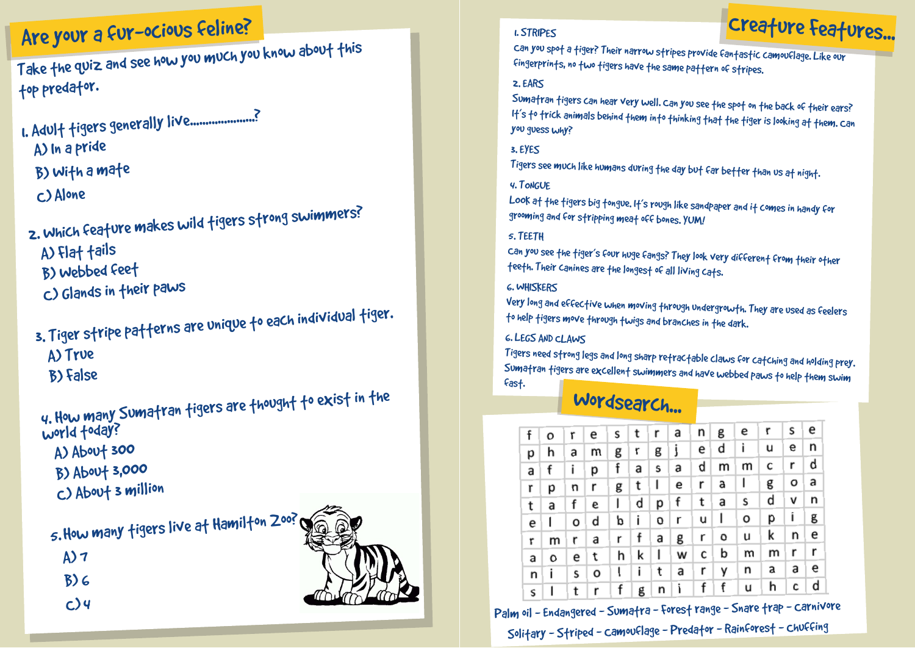## Are your a fur-ocious feline?

Take the quiz and see how you much you know about this top predator.

1. Adult tigers generally live.....................?
   - A) In a pride
   - B) With a mate
   - C) Alone

2. Which feature makes wild tigers strong swimmers?
   - A) Flat tails
   - B) Webbed feet
   - C) Glands in their paws

3. Tiger stripe patterns are unique to each individual tiger.
   - A) True
   - B) False

4. How many Sumatran tigers are thought to exist in the world today?
   - A) About 300
   - B) About 3,000
   - C) About 3 million

5. How many tigers live at Hamilton Zoo?
   - A) 7
   - B) 6
   - C) 4

## Creature Features...

**1. STRIPES**

Can you spot a tiger? Their narrow stripes provide fantastic camouflage. Like our fingerprints, no two tigers have the same pattern of stripes.

**2. EARS**

Sumatran tigers can hear very well. Can you see the spot on the back of their ears? It's to trick animals behind them into thinking that the tiger is looking at them. Can you guess why?

**3. EYES**

Tigers see much like humans during the day but far better than us at night.

**4. TONGUE**

Look at the tigers big tongue. It's rough like sandpaper and it comes in handy for grooming and for stripping meat off bones. YUM!

**5. TEETH**

Can you see the tiger's four huge fangs? They look very different from their other teeth. Their canines are the longest of all living cats.

**6. WHISKERS**

Very long and effective when moving through undergrowth. They are used as feelers to help tigers move through twigs and branches in the dark.

**6. LEGS AND CLAWS**

Tigers need strong legs and long sharp retractable claws for catching and holding prey. Sumatran tigers are excellent swimmers and have webbed paws to help them swim fast.

## Wordsearch...

| | | | | | | | | | | | | | | |
|---|---|---|---|---|---|---|---|---|---|---|---|---|---|---|
| f | o | r | e | s | t | r | a | n | g | e | r | s | e | |
| p | h | a | m | g | r | g | j | e | d | i | u | e | n | |
| a | f | i | p | f | a | s | a | d | m | m | c | r | d | |
| r | p | n | r | g | t | l | e | r | a | l | g | o | a | |
| t | a | f | e | l | d | p | f | t | a | s | d | v | n | |
| e | l | o | d | b | i | o | r | u | l | o | p | i | g | |
| r | m | r | a | r | f | a | g | r | o | u | k | n | e | |
| a | o | e | t | h | k | l | w | c | b | m | m | r | r | |
| n | i | s | o | l | i | t | a | r | y | n | a | a | e | |
| s | l | t | r | f | g | n | i | f | f | u | h | c | d | |

Palm oil – Endangered – Sumatra – Forest range – Snare trap – Carnivore

Solitary – Striped – Camouflage – Predator – Rainforest – Chuffing